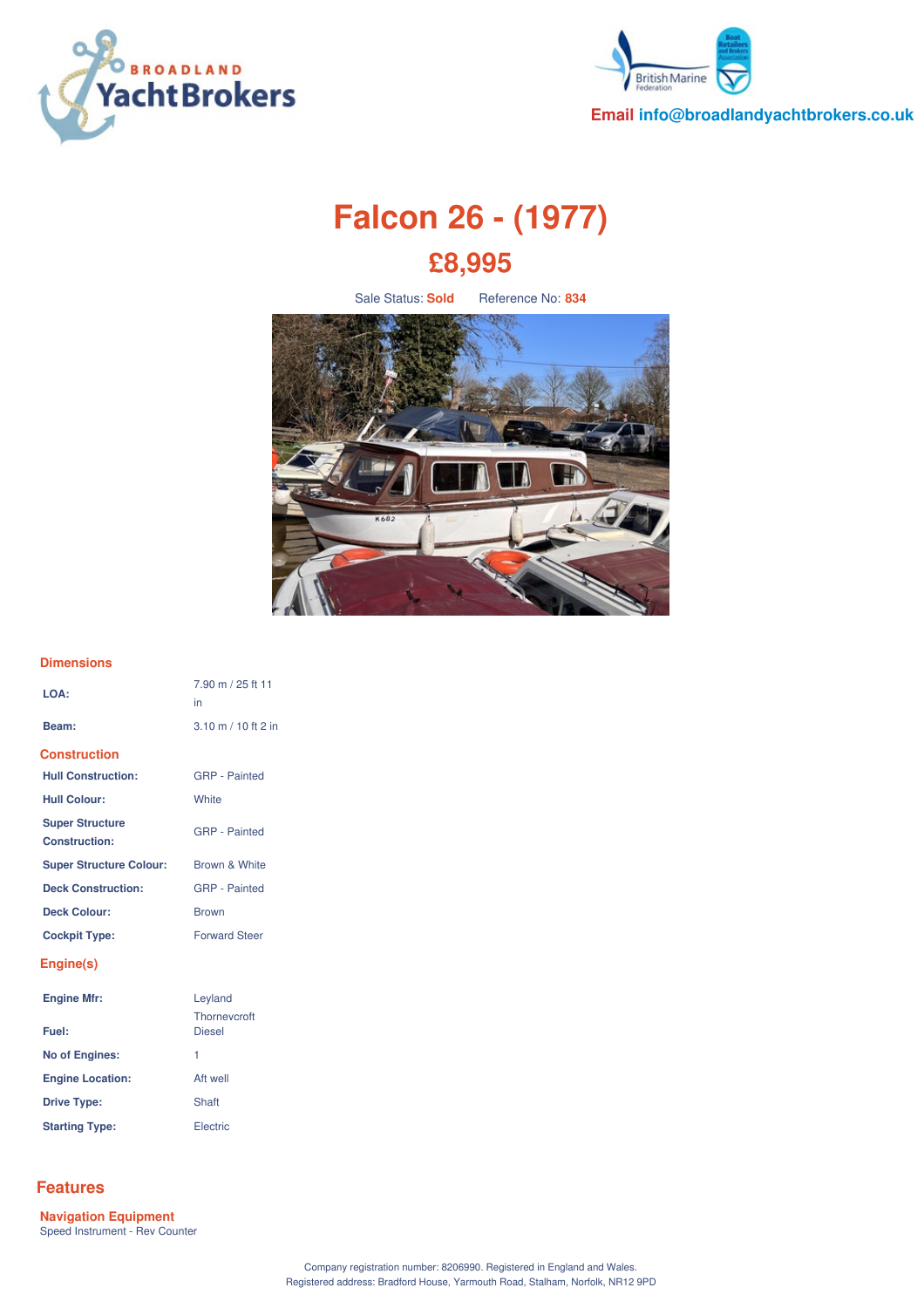Email info@broadlandyachtbrokers.co.uk

# Falcon 26 - (1977)

## £8,995

Sale Status: **Sold** Reference No: **834**

### Dimensions

| | |
|---|---|
| **LOA:** | 7.90 m / 25 ft 11 in |
| **Beam:** | 3.10 m / 10 ft 2 in |

### Construction

| | |
|---|---|
| **Hull Construction:** | GRP - Painted |
| **Hull Colour:** | White |
| **Super Structure Construction:** | GRP - Painted |
| **Super Structure Colour:** | Brown & White |
| **Deck Construction:** | GRP - Painted |
| **Deck Colour:** | Brown |
| **Cockpit Type:** | Forward Steer |

### Engine(s)

| | |
|---|---|
| **Engine Mfr:** | Leyland Thornevcroft |
| **Fuel:** | Diesel |
| **No of Engines:** | 1 |
| **Engine Location:** | Aft well |
| **Drive Type:** | Shaft |
| **Starting Type:** | Electric |

## Features

### Navigation Equipment

Speed Instrument - Rev Counter

Company registration number: 8206990. Registered in England and Wales.
Registered address: Bradford House, Yarmouth Road, Stalham, Norfolk, NR12 9PD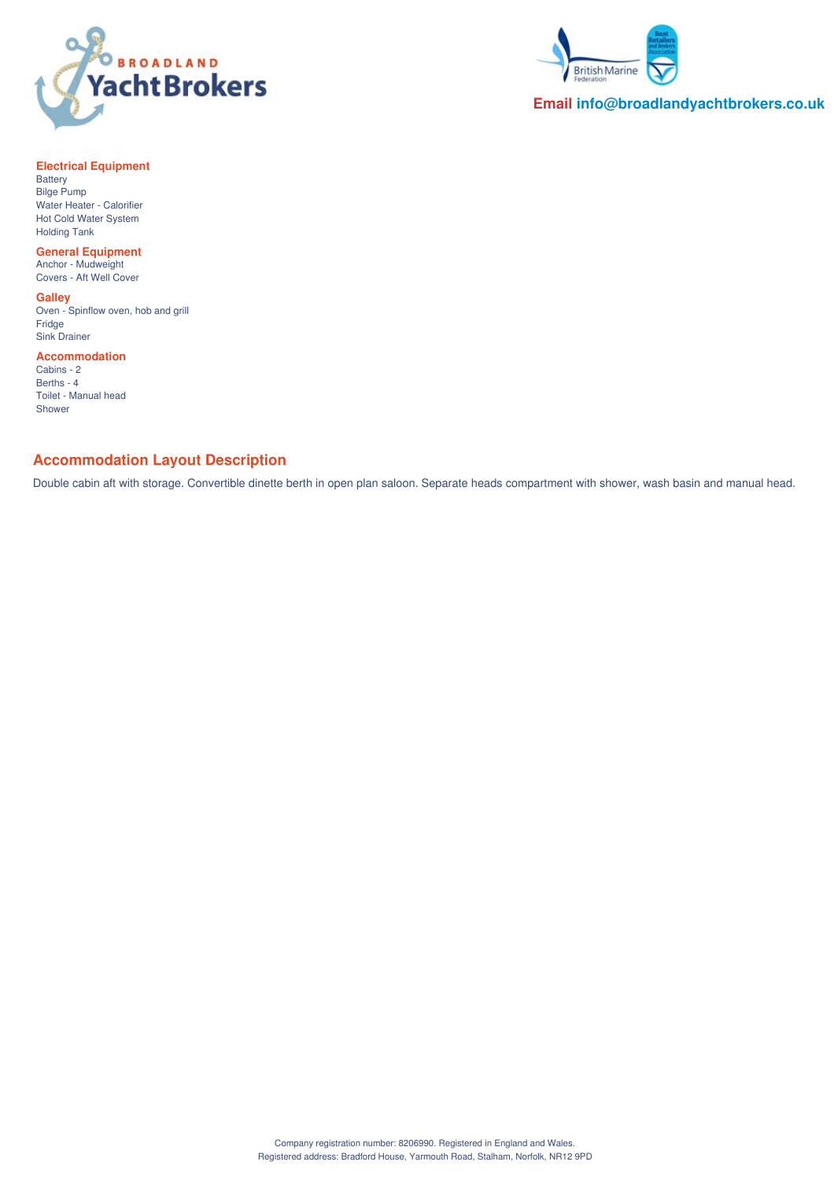## Electrical Equipment

Battery
Bilge Pump
Water Heater - Calorifier
Hot Cold Water System
Holding Tank

## General Equipment

Anchor - Mudweight
Covers - Aft Well Cover

## Galley

Oven - Spinflow oven, hob and grill
Fridge
Sink Drainer

## Accommodation

Cabins - 2
Berths - 4
Toilet - Manual head
Shower

## Accommodation Layout Description

Double cabin aft with storage. Convertible dinette berth in open plan saloon. Separate heads compartment with shower, wash basin and manual head.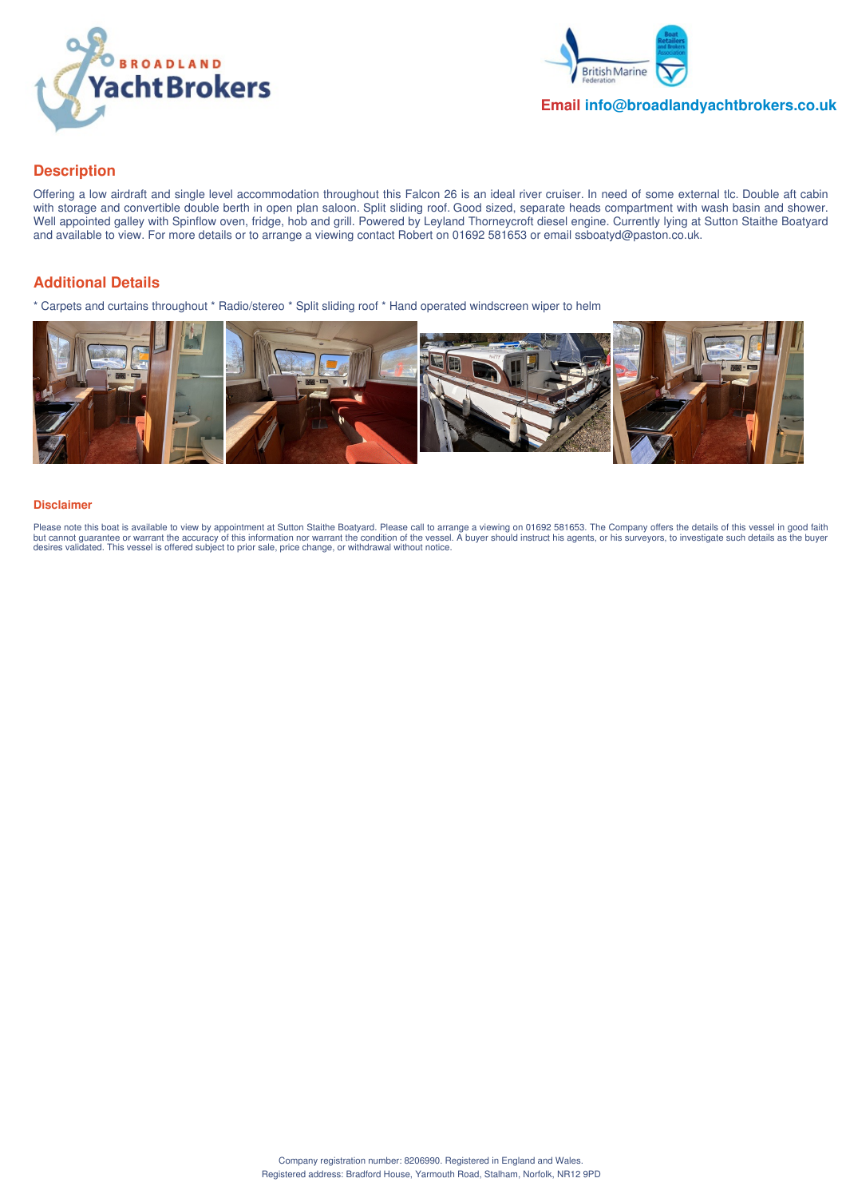**BROADLAND Yacht Brokers**

**Email info@broadlandyachtbrokers.co.uk**

## Description

Offering a low airdraft and single level accommodation throughout this Falcon 26 is an ideal river cruiser. In need of some external tlc. Double aft cabin with storage and convertible double berth in open plan saloon. Split sliding roof. Good sized, separate heads compartment with wash basin and shower. Well appointed galley with Spinflow oven, fridge, hob and grill. Powered by Leyland Thorneycroft diesel engine. Currently lying at Sutton Staithe Boatyard and available to view. For more details or to arrange a viewing contact Robert on 01692 581653 or email ssboatyd@paston.co.uk.

## Additional Details

* Carpets and curtains throughout * Radio/stereo * Split sliding roof * Hand operated windscreen wiper to helm

### Disclaimer

Please note this boat is available to view by appointment at Sutton Staithe Boatyard. Please call to arrange a viewing on 01692 581653. The Company offers the details of this vessel in good faith but cannot guarantee or warrant the accuracy of this information nor warrant the condition of the vessel. A buyer should instruct his agents, or his surveyors, to investigate such details as the buyer desires validated. This vessel is offered subject to prior sale, price change, or withdrawal without notice.

Company registration number: 8206990. Registered in England and Wales.
Registered address: Bradford House, Yarmouth Road, Stalham, Norfolk, NR12 9PD